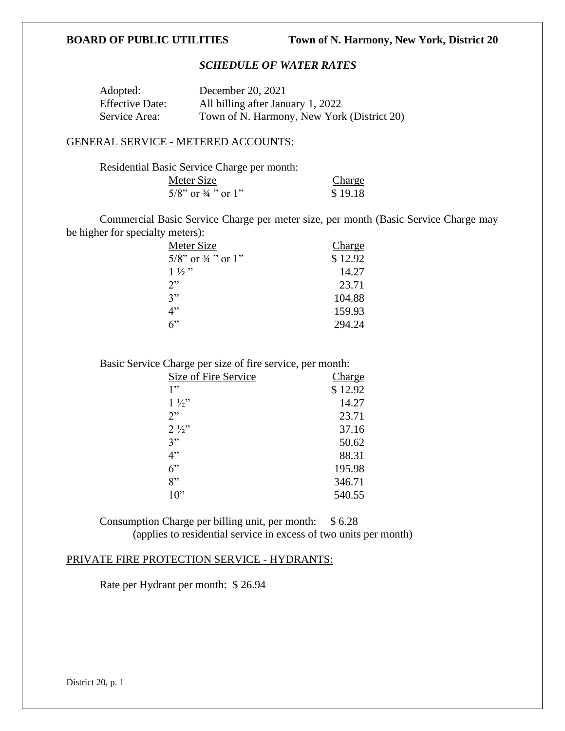**BOARD OF PUBLIC UTILITIES** **Town of N. Harmony, New York, District 20**

## *SCHEDULE OF WATER RATES*

| | |
|---|---|
| Adopted: | December 20, 2021 |
| Effective Date: | All billing after January 1, 2022 |
| Service Area: | Town of N. Harmony, New York (District 20) |

### GENERAL SERVICE - METERED ACCOUNTS:

Residential Basic Service Charge per month:

| Meter Size | Charge |
|---|---|
| 5/8" or ¾ " or 1" | $ 19.18 |

Commercial Basic Service Charge per meter size, per month (Basic Service Charge may be higher for specialty meters):

| Meter Size | Charge |
|---|---|
| 5/8" or ¾ " or 1" | $ 12.92 |
| 1 ½ " | 14.27 |
| 2" | 23.71 |
| 3" | 104.88 |
| 4" | 159.93 |
| 6" | 294.24 |

Basic Service Charge per size of fire service, per month:

| Size of Fire Service | Charge |
|---|---|
| 1" | $ 12.92 |
| 1 ½" | 14.27 |
| 2" | 23.71 |
| 2 ½" | 37.16 |
| 3" | 50.62 |
| 4" | 88.31 |
| 6" | 195.98 |
| 8" | 346.71 |
| 10" | 540.55 |

Consumption Charge per billing unit, per month: $ 6.28
(applies to residential service in excess of two units per month)

### PRIVATE FIRE PROTECTION SERVICE - HYDRANTS:

Rate per Hydrant per month: $ 26.94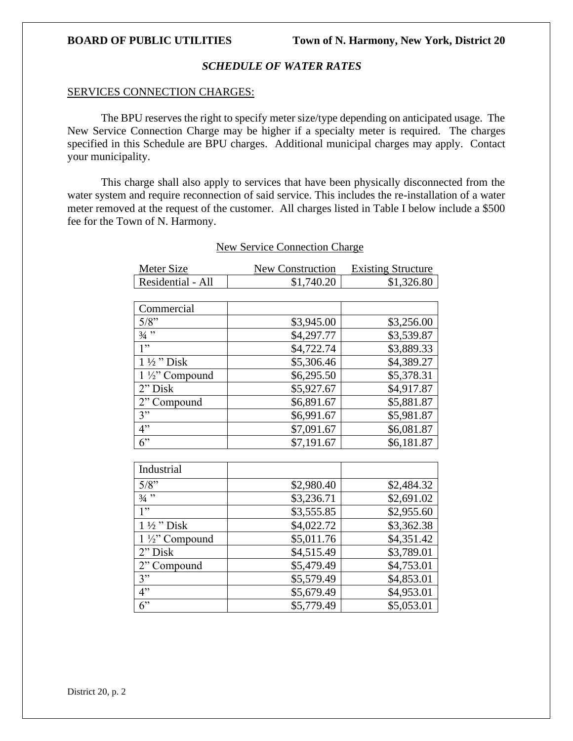**BOARD OF PUBLIC UTILITIES** **Town of N. Harmony, New York, District 20**

## *SCHEDULE OF WATER RATES*

SERVICES CONNECTION CHARGES:

The BPU reserves the right to specify meter size/type depending on anticipated usage. The New Service Connection Charge may be higher if a specialty meter is required. The charges specified in this Schedule are BPU charges. Additional municipal charges may apply. Contact your municipality.

This charge shall also apply to services that have been physically disconnected from the water system and require reconnection of said service. This includes the re-installation of a water meter removed at the request of the customer. All charges listed in Table I below include a $500 fee for the Town of N. Harmony.

New Service Connection Charge

| Meter Size | New Construction | Existing Structure |
|---|---|---|
| Residential - All | $1,740.20 | $1,326.80 |
| | | |
| Commercial | | |
| 5/8" | $3,945.00 | $3,256.00 |
| ¾ " | $4,297.77 | $3,539.87 |
| 1" | $4,722.74 | $3,889.33 |
| 1 ½ " Disk | $5,306.46 | $4,389.27 |
| 1 ½" Compound | $6,295.50 | $5,378.31 |
| 2" Disk | $5,927.67 | $4,917.87 |
| 2" Compound | $6,891.67 | $5,881.87 |
| 3" | $6,991.67 | $5,981.87 |
| 4" | $7,091.67 | $6,081.87 |
| 6" | $7,191.67 | $6,181.87 |
| | | |
| Industrial | | |
| 5/8" | $2,980.40 | $2,484.32 |
| ¾ " | $3,236.71 | $2,691.02 |
| 1" | $3,555.85 | $2,955.60 |
| 1 ½ " Disk | $4,022.72 | $3,362.38 |
| 1 ½" Compound | $5,011.76 | $4,351.42 |
| 2" Disk | $4,515.49 | $3,789.01 |
| 2" Compound | $5,479.49 | $4,753.01 |
| 3" | $5,579.49 | $4,853.01 |
| 4" | $5,679.49 | $4,953.01 |
| 6" | $5,779.49 | $5,053.01 |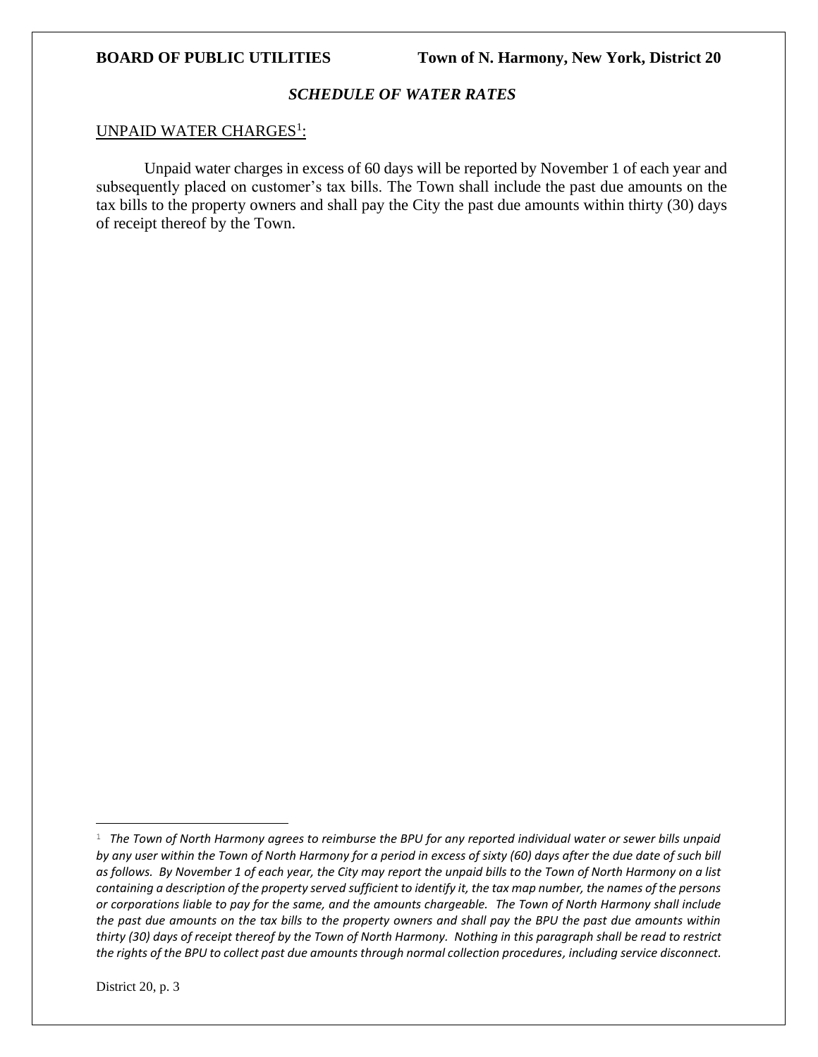**SCHEDULE OF WATER RATES**

UNPAID WATER CHARGES[1]:

Unpaid water charges in excess of 60 days will be reported by November 1 of each year and subsequently placed on customer's tax bills. The Town shall include the past due amounts on the tax bills to the property owners and shall pay the City the past due amounts within thirty (30) days of receipt thereof by the Town.

---

[1] *The Town of North Harmony agrees to reimburse the BPU for any reported individual water or sewer bills unpaid by any user within the Town of North Harmony for a period in excess of sixty (60) days after the due date of such bill as follows. By November 1 of each year, the City may report the unpaid bills to the Town of North Harmony on a list containing a description of the property served sufficient to identify it, the tax map number, the names of the persons or corporations liable to pay for the same, and the amounts chargeable. The Town of North Harmony shall include the past due amounts on the tax bills to the property owners and shall pay the BPU the past due amounts within thirty (30) days of receipt thereof by the Town of North Harmony. Nothing in this paragraph shall be read to restrict the rights of the BPU to collect past due amounts through normal collection procedures, including service disconnect.*